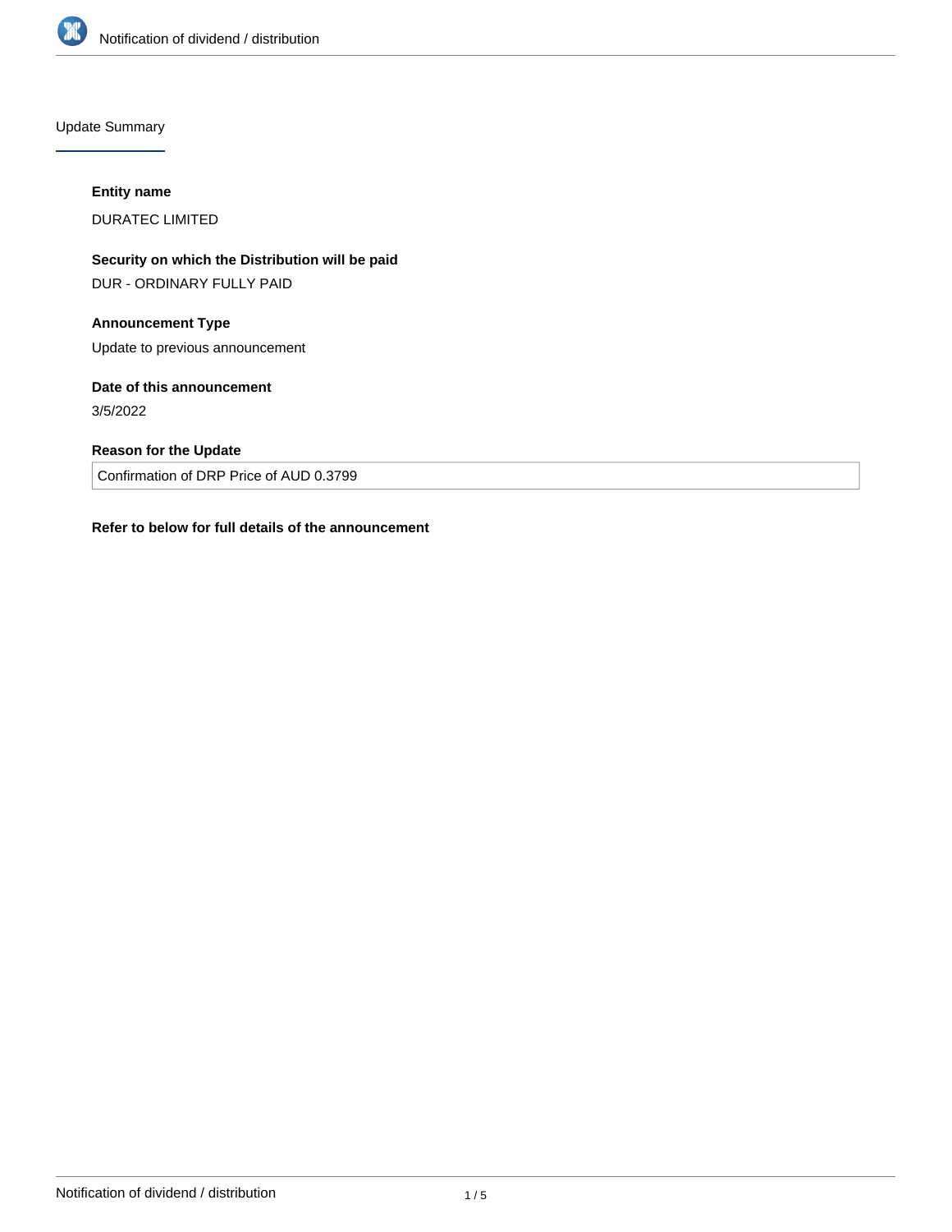## Update Summary

**Entity name**

DURATEC LIMITED

**Security on which the Distribution will be paid**

DUR - ORDINARY FULLY PAID

**Announcement Type**

Update to previous announcement

**Date of this announcement**

3/5/2022

**Reason for the Update**

Confirmation of DRP Price of AUD 0.3799

**Refer to below for full details of the announcement**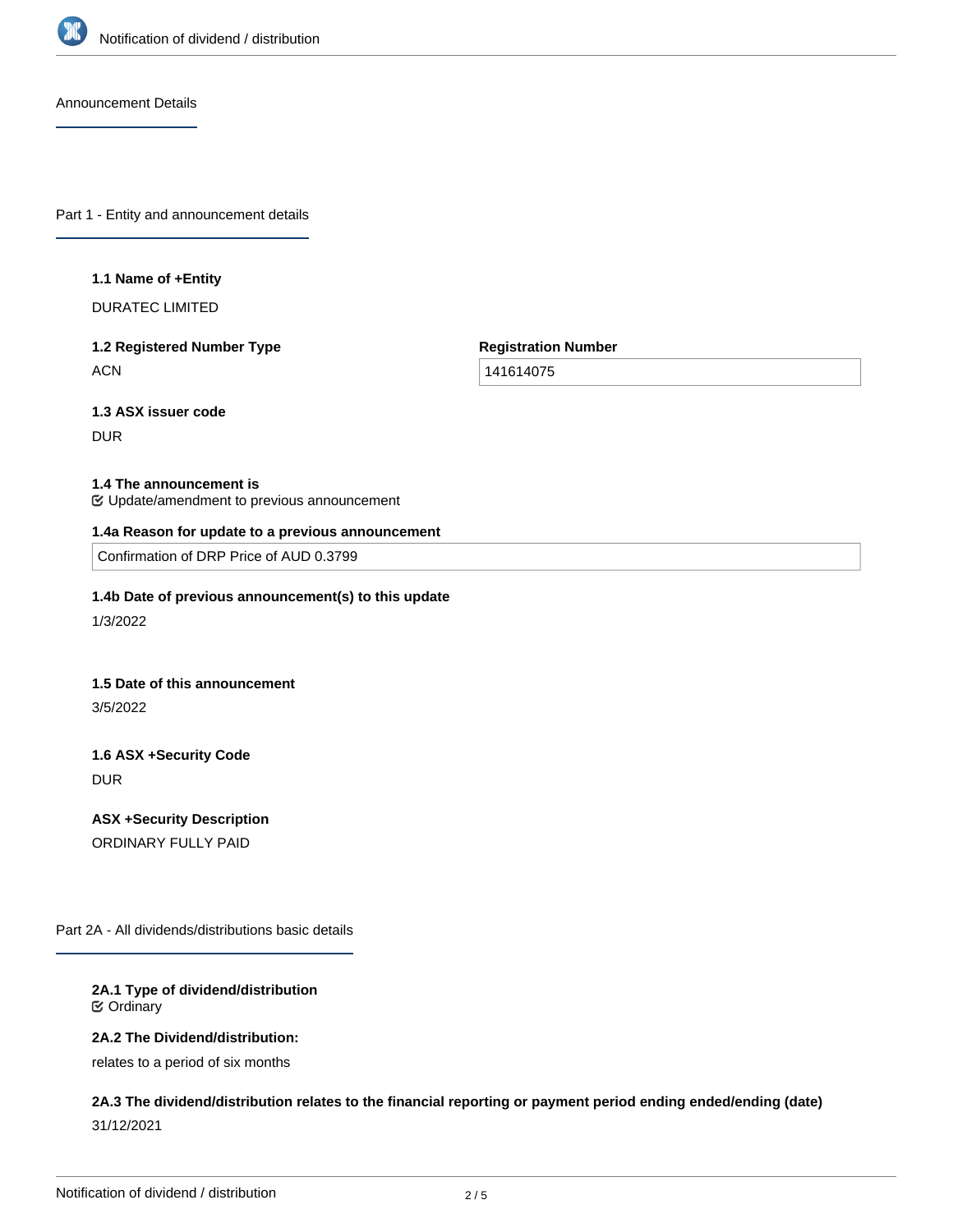## Announcement Details

## Part 1 - Entity and announcement details

**1.1 Name of +Entity**

DURATEC LIMITED

**1.2 Registered Number Type**

ACN

**Registration Number**

141614075

**1.3 ASX issuer code**

DUR

**1.4 The announcement is**

☑ Update/amendment to previous announcement

**1.4a Reason for update to a previous announcement**

Confirmation of DRP Price of AUD 0.3799

**1.4b Date of previous announcement(s) to this update**

1/3/2022

**1.5 Date of this announcement**

3/5/2022

**1.6 ASX +Security Code**

DUR

**ASX +Security Description**

ORDINARY FULLY PAID

## Part 2A - All dividends/distributions basic details

**2A.1 Type of dividend/distribution**

☑ Ordinary

**2A.2 The Dividend/distribution:**

relates to a period of six months

**2A.3 The dividend/distribution relates to the financial reporting or payment period ending ended/ending (date)**

31/12/2021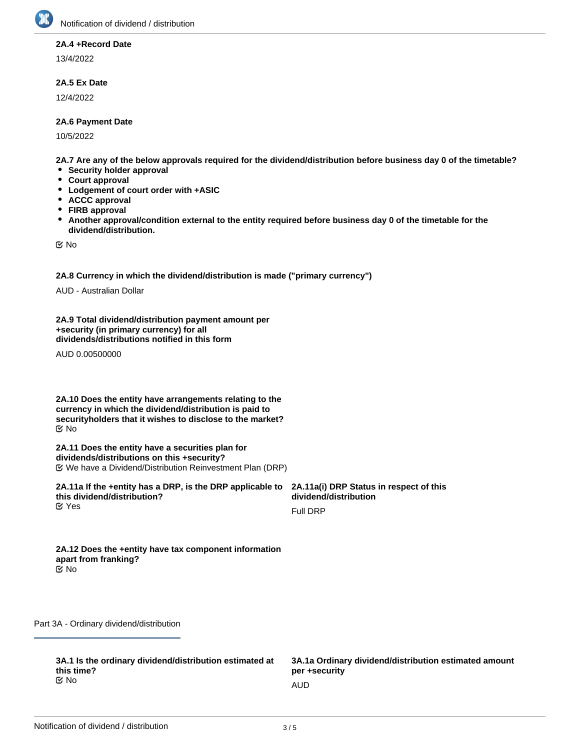**2A.4 +Record Date**

13/4/2022

**2A.5 Ex Date**

12/4/2022

**2A.6 Payment Date**

10/5/2022

**2A.7 Are any of the below approvals required for the dividend/distribution before business day 0 of the timetable?**

- **Security holder approval**
- **Court approval**
- **Lodgement of court order with +ASIC**
- **ACCC approval**
- **FIRB approval**
- **Another approval/condition external to the entity required before business day 0 of the timetable for the dividend/distribution.**

☑ No

**2A.8 Currency in which the dividend/distribution is made ("primary currency")**

AUD - Australian Dollar

**2A.9 Total dividend/distribution payment amount per +security (in primary currency) for all dividends/distributions notified in this form**

AUD 0.00500000

**2A.10 Does the entity have arrangements relating to the currency in which the dividend/distribution is paid to securityholders that it wishes to disclose to the market?**

☑ No

**2A.11 Does the entity have a securities plan for dividends/distributions on this +security?**

☑ We have a Dividend/Distribution Reinvestment Plan (DRP)

**2A.11a If the +entity has a DRP, is the DRP applicable to this dividend/distribution?**

☑ Yes

**2A.11a(i) DRP Status in respect of this dividend/distribution**

Full DRP

**2A.12 Does the +entity have tax component information apart from franking?**

☑ No

## Part 3A - Ordinary dividend/distribution

**3A.1 Is the ordinary dividend/distribution estimated at this time?**

☑ No

**3A.1a Ordinary dividend/distribution estimated amount per +security**

AUD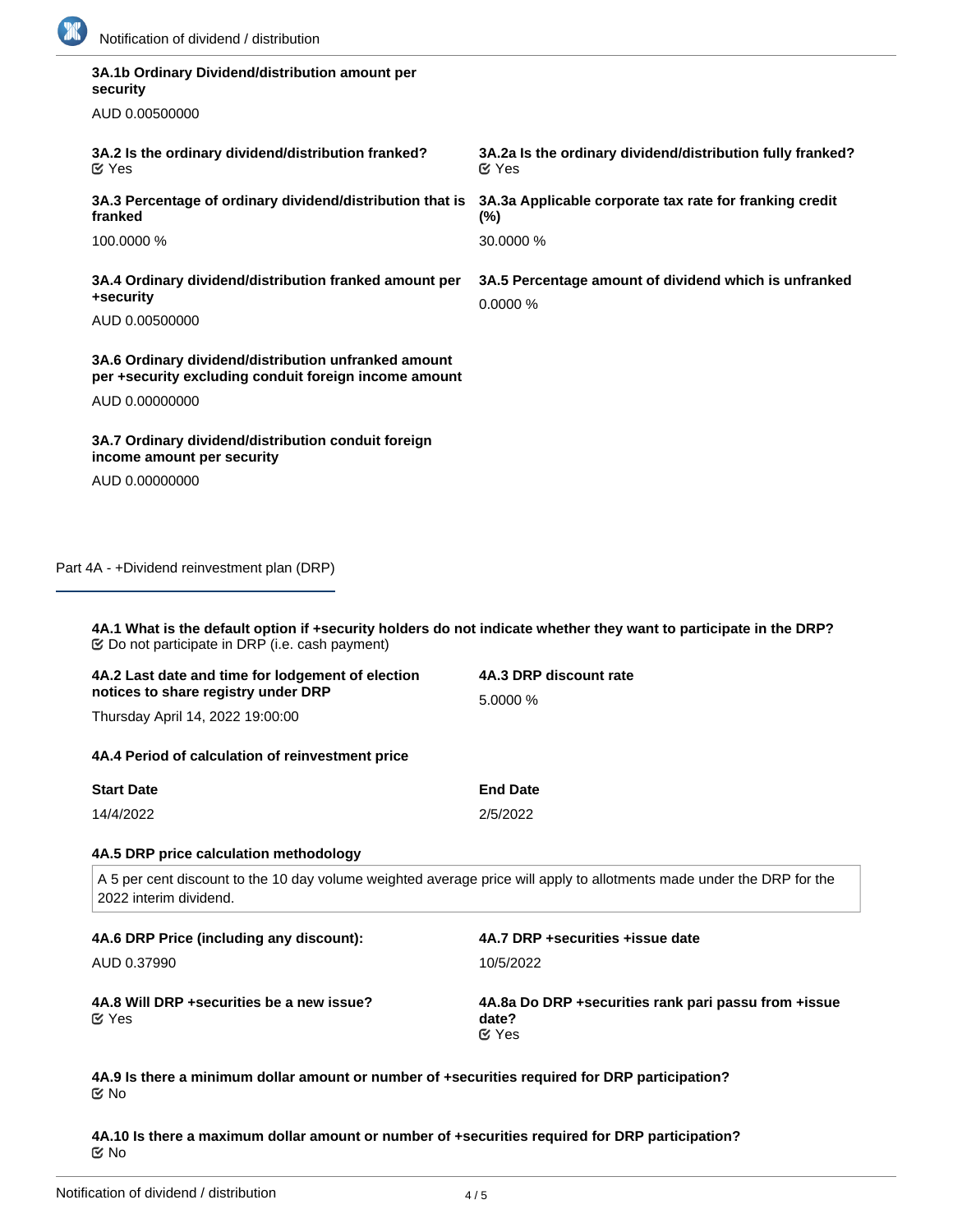**3A.1b Ordinary Dividend/distribution amount per security**

AUD 0.00500000

**3A.2 Is the ordinary dividend/distribution franked?**
Yes

**3A.2a Is the ordinary dividend/distribution fully franked?**
Yes

**3A.3 Percentage of ordinary dividend/distribution that is franked**

100.0000 %

**3A.3a Applicable corporate tax rate for franking credit (%)**

30.0000 %

**3A.4 Ordinary dividend/distribution franked amount per +security**

AUD 0.00500000

**3A.5 Percentage amount of dividend which is unfranked**

0.0000 %

**3A.6 Ordinary dividend/distribution unfranked amount per +security excluding conduit foreign income amount**

AUD 0.00000000

**3A.7 Ordinary dividend/distribution conduit foreign income amount per security**

AUD 0.00000000

## Part 4A - +Dividend reinvestment plan (DRP)

**4A.1 What is the default option if +security holders do not indicate whether they want to participate in the DRP?**
Do not participate in DRP (i.e. cash payment)

**4A.2 Last date and time for lodgement of election notices to share registry under DRP**

Thursday April 14, 2022 19:00:00

**4A.3 DRP discount rate**

5.0000 %

**4A.4 Period of calculation of reinvestment price**

| Start Date | End Date |
| --- | --- |
| 14/4/2022 | 2/5/2022 |

**4A.5 DRP price calculation methodology**

A 5 per cent discount to the 10 day volume weighted average price will apply to allotments made under the DRP for the 2022 interim dividend.

**4A.6 DRP Price (including any discount):**

AUD 0.37990

**4A.7 DRP +securities +issue date**

10/5/2022

**4A.8 Will DRP +securities be a new issue?**
Yes

**4A.8a Do DRP +securities rank pari passu from +issue date?**
Yes

**4A.9 Is there a minimum dollar amount or number of +securities required for DRP participation?**
No

**4A.10 Is there a maximum dollar amount or number of +securities required for DRP participation?**
No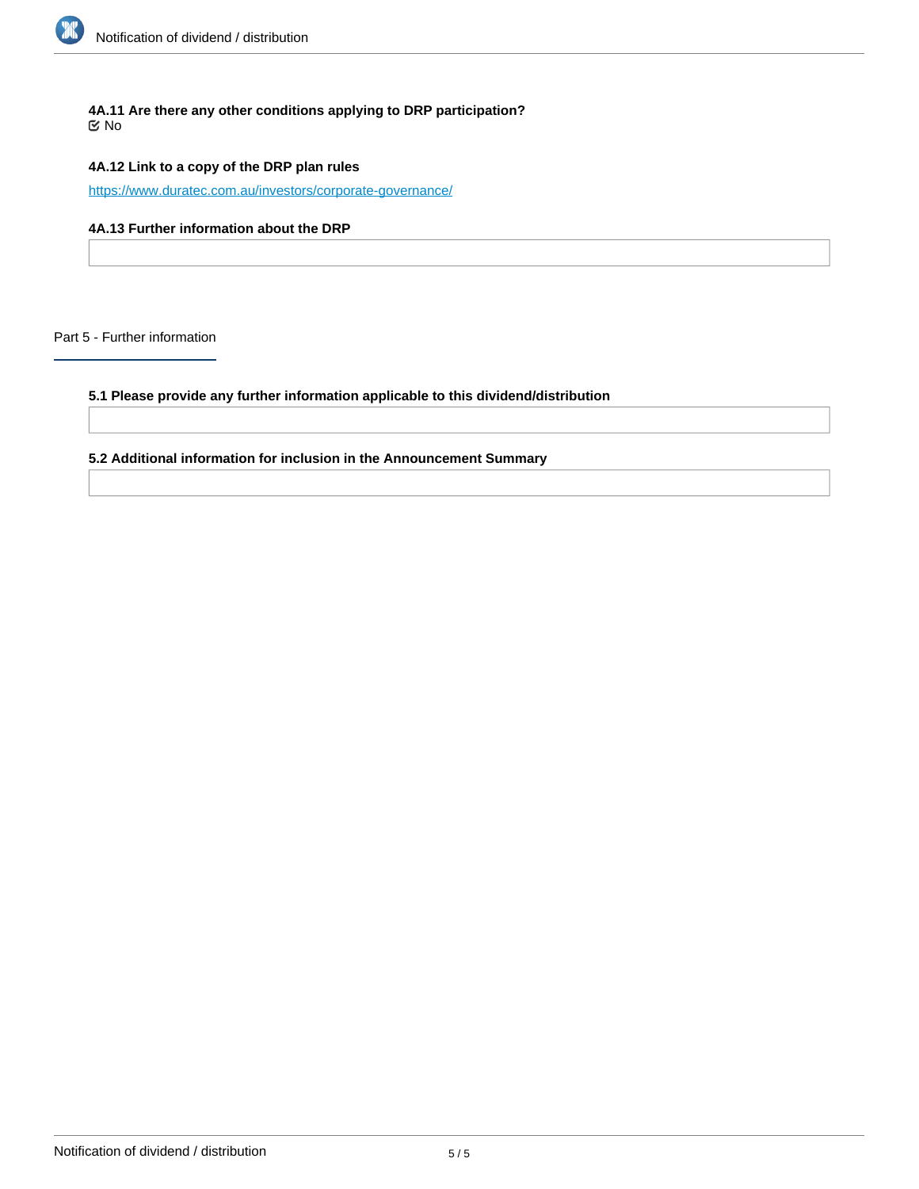**4A.11 Are there any other conditions applying to DRP participation?**

☑ No

**4A.12 Link to a copy of the DRP plan rules**

https://www.duratec.com.au/investors/corporate-governance/

**4A.13 Further information about the DRP**

## Part 5 - Further information

**5.1 Please provide any further information applicable to this dividend/distribution**

**5.2 Additional information for inclusion in the Announcement Summary**